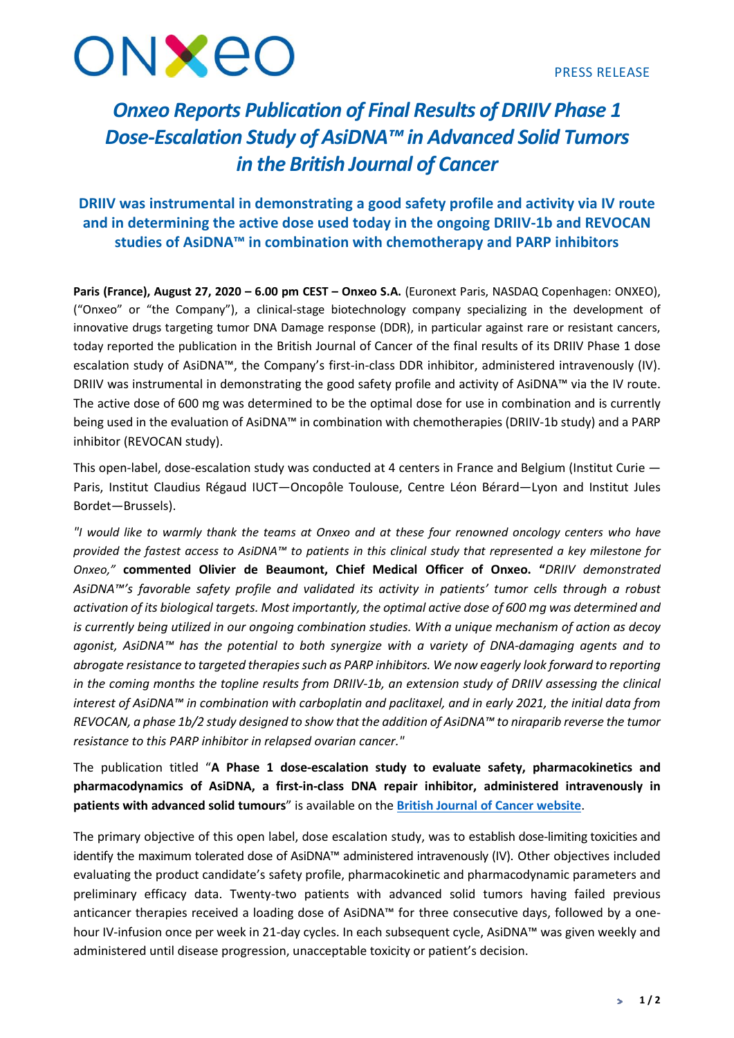ONXEO

PRESS RELEASE

# *Onxeo Reports Publication of Final Results of DRIIV Phase 1 Dose-Escalation Study of AsiDNA™ in Advanced Solid Tumors in the British Journal of Cancer*

## DRIIV was instrumental in demonstrating a good safety profile and activity via IV route and in determining the active dose used today in the ongoing DRIIV-1b and REVOCAN studies of AsiDNA™ in combination with chemotherapy and PARP inhibitors

**Paris (France), August 27, 2020 – 6.00 pm CEST – Onxeo S.A.** (Euronext Paris, NASDAQ Copenhagen: ONXEO), ("Onxeo" or "the Company"), a clinical-stage biotechnology company specializing in the development of innovative drugs targeting tumor DNA Damage response (DDR), in particular against rare or resistant cancers, today reported the publication in the British Journal of Cancer of the final results of its DRIIV Phase 1 dose escalation study of AsiDNA™, the Company's first-in-class DDR inhibitor, administered intravenously (IV). DRIIV was instrumental in demonstrating the good safety profile and activity of AsiDNA™ via the IV route. The active dose of 600 mg was determined to be the optimal dose for use in combination and is currently being used in the evaluation of AsiDNA™ in combination with chemotherapies (DRIIV-1b study) and a PARP inhibitor (REVOCAN study).

This open-label, dose-escalation study was conducted at 4 centers in France and Belgium (Institut Curie — Paris, Institut Claudius Régaud IUCT—Oncopôle Toulouse, Centre Léon Bérard—Lyon and Institut Jules Bordet—Brussels).

*"I would like to warmly thank the teams at Onxeo and at these four renowned oncology centers who have provided the fastest access to AsiDNA™ to patients in this clinical study that represented a key milestone for Onxeo,"* **commented Olivier de Beaumont, Chief Medical Officer of Onxeo. "***DRIIV demonstrated AsiDNA™'s favorable safety profile and validated its activity in patients' tumor cells through a robust activation of its biological targets. Most importantly, the optimal active dose of 600 mg was determined and is currently being utilized in our ongoing combination studies. With a unique mechanism of action as decoy agonist, AsiDNA™ has the potential to both synergize with a variety of DNA-damaging agents and to abrogate resistance to targeted therapies such as PARP inhibitors. We now eagerly look forward to reporting in the coming months the topline results from DRIIV-1b, an extension study of DRIIV assessing the clinical interest of AsiDNA™ in combination with carboplatin and paclitaxel, and in early 2021, the initial data from REVOCAN, a phase 1b/2 study designed to show that the addition of AsiDNA™ to niraparib reverse the tumor resistance to this PARP inhibitor in relapsed ovarian cancer."*

The publication titled "**A Phase 1 dose-escalation study to evaluate safety, pharmacokinetics and pharmacodynamics of AsiDNA, a first-in-class DNA repair inhibitor, administered intravenously in patients with advanced solid tumours**" is available on the **British Journal of Cancer website**.

The primary objective of this open label, dose escalation study, was to establish dose-limiting toxicities and identify the maximum tolerated dose of AsiDNA™ administered intravenously (IV). Other objectives included evaluating the product candidate's safety profile, pharmacokinetic and pharmacodynamic parameters and preliminary efficacy data. Twenty-two patients with advanced solid tumors having failed previous anticancer therapies received a loading dose of AsiDNA™ for three consecutive days, followed by a one-hour IV-infusion once per week in 21-day cycles. In each subsequent cycle, AsiDNA™ was given weekly and administered until disease progression, unacceptable toxicity or patient's decision.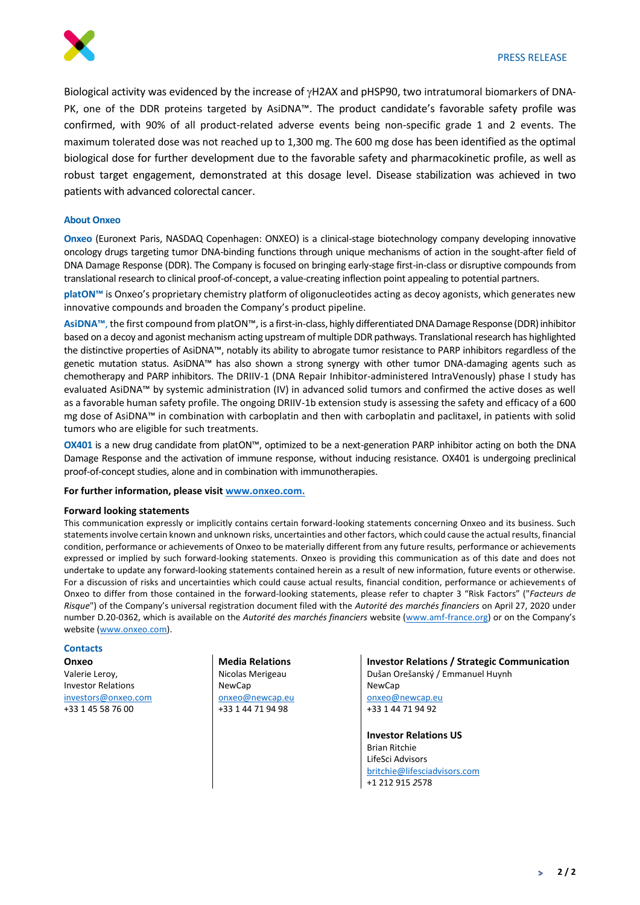Biological activity was evidenced by the increase of γH2AX and pHSP90, two intratumoral biomarkers of DNA-PK, one of the DDR proteins targeted by AsiDNA™. The product candidate's favorable safety profile was confirmed, with 90% of all product-related adverse events being non-specific grade 1 and 2 events. The maximum tolerated dose was not reached up to 1,300 mg. The 600 mg dose has been identified as the optimal biological dose for further development due to the favorable safety and pharmacokinetic profile, as well as robust target engagement, demonstrated at this dosage level. Disease stabilization was achieved in two patients with advanced colorectal cancer.

## About Onxeo

**Onxeo** (Euronext Paris, NASDAQ Copenhagen: ONXEO) is a clinical-stage biotechnology company developing innovative oncology drugs targeting tumor DNA-binding functions through unique mechanisms of action in the sought-after field of DNA Damage Response (DDR). The Company is focused on bringing early-stage first-in-class or disruptive compounds from translational research to clinical proof-of-concept, a value-creating inflection point appealing to potential partners.

**platON™** is Onxeo's proprietary chemistry platform of oligonucleotides acting as decoy agonists, which generates new innovative compounds and broaden the Company's product pipeline.

**AsiDNA™**, the first compound from platON™, is a first-in-class, highly differentiated DNA Damage Response (DDR) inhibitor based on a decoy and agonist mechanism acting upstream of multiple DDR pathways. Translational research has highlighted the distinctive properties of AsiDNA™, notably its ability to abrogate tumor resistance to PARP inhibitors regardless of the genetic mutation status. AsiDNA™ has also shown a strong synergy with other tumor DNA-damaging agents such as chemotherapy and PARP inhibitors. The DRIIV-1 (DNA Repair Inhibitor-administered IntraVenously) phase I study has evaluated AsiDNA™ by systemic administration (IV) in advanced solid tumors and confirmed the active doses as well as a favorable human safety profile. The ongoing DRIIV-1b extension study is assessing the safety and efficacy of a 600 mg dose of AsiDNA™ in combination with carboplatin and then with carboplatin and paclitaxel, in patients with solid tumors who are eligible for such treatments.

**OX401** is a new drug candidate from platON™, optimized to be a next-generation PARP inhibitor acting on both the DNA Damage Response and the activation of immune response, without inducing resistance. OX401 is undergoing preclinical proof-of-concept studies, alone and in combination with immunotherapies.

**For further information, please visit www.onxeo.com.**

**Forward looking statements**

This communication expressly or implicitly contains certain forward-looking statements concerning Onxeo and its business. Such statements involve certain known and unknown risks, uncertainties and other factors, which could cause the actual results, financial condition, performance or achievements of Onxeo to be materially different from any future results, performance or achievements expressed or implied by such forward-looking statements. Onxeo is providing this communication as of this date and does not undertake to update any forward-looking statements contained herein as a result of new information, future events or otherwise. For a discussion of risks and uncertainties which could cause actual results, financial condition, performance or achievements of Onxeo to differ from those contained in the forward-looking statements, please refer to chapter 3 "Risk Factors" ("*Facteurs de Risque*") of the Company's universal registration document filed with the *Autorité des marchés financiers* on April 27, 2020 under number D.20-0362, which is available on the *Autorité des marchés financiers* website (www.amf-france.org) or on the Company's website (www.onxeo.com).

## Contacts

**Onxeo**
Valerie Leroy,
Investor Relations
investors@onxeo.com
+33 1 45 58 76 00

**Media Relations**
Nicolas Merigeau
NewCap
onxeo@newcap.eu
+33 1 44 71 94 98

**Investor Relations / Strategic Communication**
Dušan Orešanský / Emmanuel Huynh
NewCap
onxeo@newcap.eu
+33 1 44 71 94 92

**Investor Relations US**
Brian Ritchie
LifeSci Advisors
britchie@lifesciadvisors.com
+1 212 915 2578